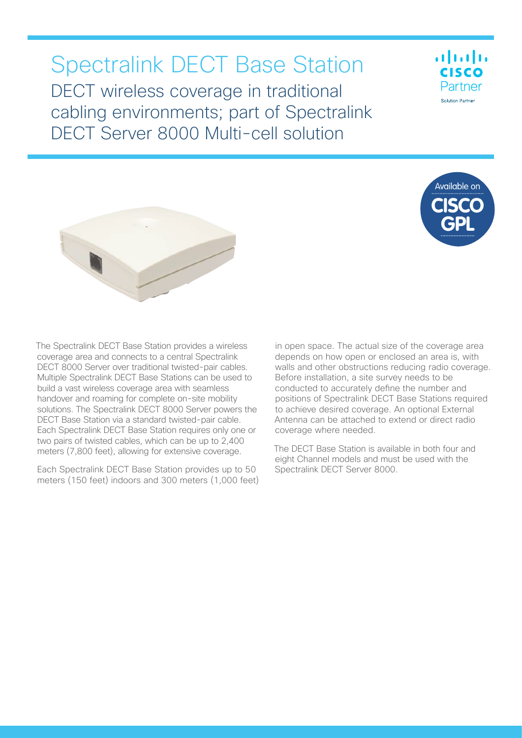# Spectralink DECT Base Station

## DECT wireless coverage in traditional cabling environments; part of Spectralink DECT Server 8000 Multi-cell solution

Partner
Solution Partner

Available on CISCO GPL

The Spectralink DECT Base Station provides a wireless coverage area and connects to a central Spectralink DECT 8000 Server over traditional twisted-pair cables. Multiple Spectralink DECT Base Stations can be used to build a vast wireless coverage area with seamless handover and roaming for complete on-site mobility solutions. The Spectralink DECT 8000 Server powers the DECT Base Station via a standard twisted-pair cable. Each Spectralink DECT Base Station requires only one or two pairs of twisted cables, which can be up to 2,400 meters (7,800 feet), allowing for extensive coverage.

Each Spectralink DECT Base Station provides up to 50 meters (150 feet) indoors and 300 meters (1,000 feet) in open space. The actual size of the coverage area depends on how open or enclosed an area is, with walls and other obstructions reducing radio coverage. Before installation, a site survey needs to be conducted to accurately define the number and positions of Spectralink DECT Base Stations required to achieve desired coverage. An optional External Antenna can be attached to extend or direct radio coverage where needed.

The DECT Base Station is available in both four and eight Channel models and must be used with the Spectralink DECT Server 8000.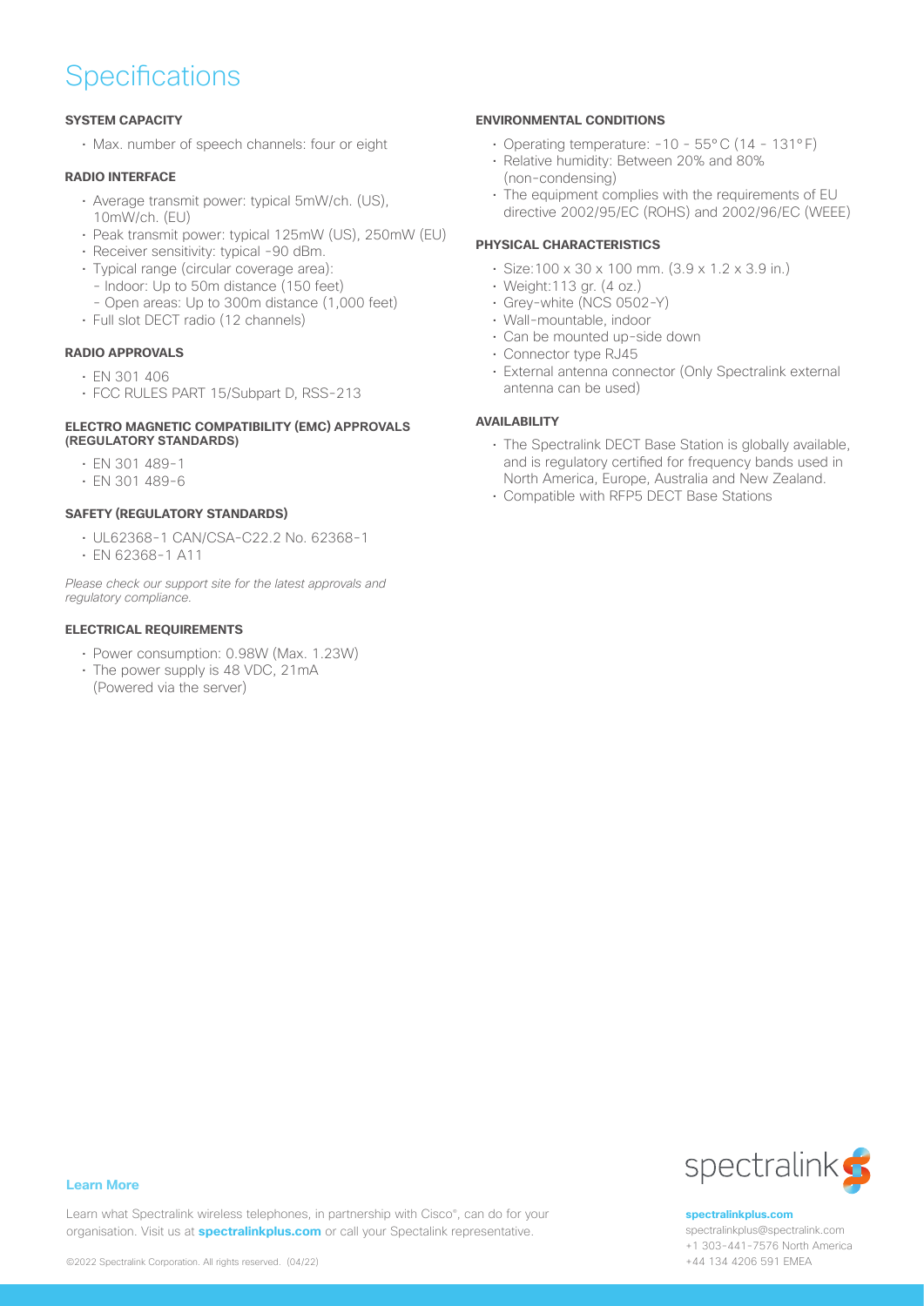# Specifications

### SYSTEM CAPACITY

- Max. number of speech channels: four or eight

### RADIO INTERFACE

- Average transmit power: typical 5mW/ch. (US), 10mW/ch. (EU)
- Peak transmit power: typical 125mW (US), 250mW (EU)
- Receiver sensitivity: typical -90 dBm.
- Typical range (circular coverage area):
  - Indoor: Up to 50m distance (150 feet)
  - Open areas: Up to 300m distance (1,000 feet)
- Full slot DECT radio (12 channels)

### RADIO APPROVALS

- EN 301 406
- FCC RULES PART 15/Subpart D, RSS-213

### ELECTRO MAGNETIC COMPATIBILITY (EMC) APPROVALS (REGULATORY STANDARDS)

- EN 301 489-1
- EN 301 489-6

### SAFETY (REGULATORY STANDARDS)

- UL62368-1 CAN/CSA-C22.2 No. 62368-1
- EN 62368-1 A11

*Please check our support site for the latest approvals and regulatory compliance.*

### ELECTRICAL REQUIREMENTS

- Power consumption: 0.98W (Max. 1.23W)
- The power supply is 48 VDC, 21mA (Powered via the server)

### ENVIRONMENTAL CONDITIONS

- Operating temperature: -10 - 55°C (14 - 131°F)
- Relative humidity: Between 20% and 80% (non-condensing)
- The equipment complies with the requirements of EU directive 2002/95/EC (ROHS) and 2002/96/EC (WEEE)

### PHYSICAL CHARACTERISTICS

- Size:100 x 30 x 100 mm. (3.9 x 1.2 x 3.9 in.)
- Weight:113 gr. (4 oz.)
- Grey-white (NCS 0502-Y)
- Wall-mountable, indoor
- Can be mounted up-side down
- Connector type RJ45
- External antenna connector (Only Spectralink external antenna can be used)

### AVAILABILITY

- The Spectralink DECT Base Station is globally available, and is regulatory certified for frequency bands used in North America, Europe, Australia and New Zealand.
- Compatible with RFP5 DECT Base Stations

**Learn More**

Learn what Spectralink wireless telephones, in partnership with Cisco®, can do for your organisation. Visit us at **spectralinkplus.com** or call your Spectalink representative.

©2022 Spectralink Corporation. All rights reserved. (04/22)

spectralink

**spectralinkplus.com**
spectralinkplus@spectralink.com
+1 303-441-7576 North America
+44 134 4206 591 EMEA